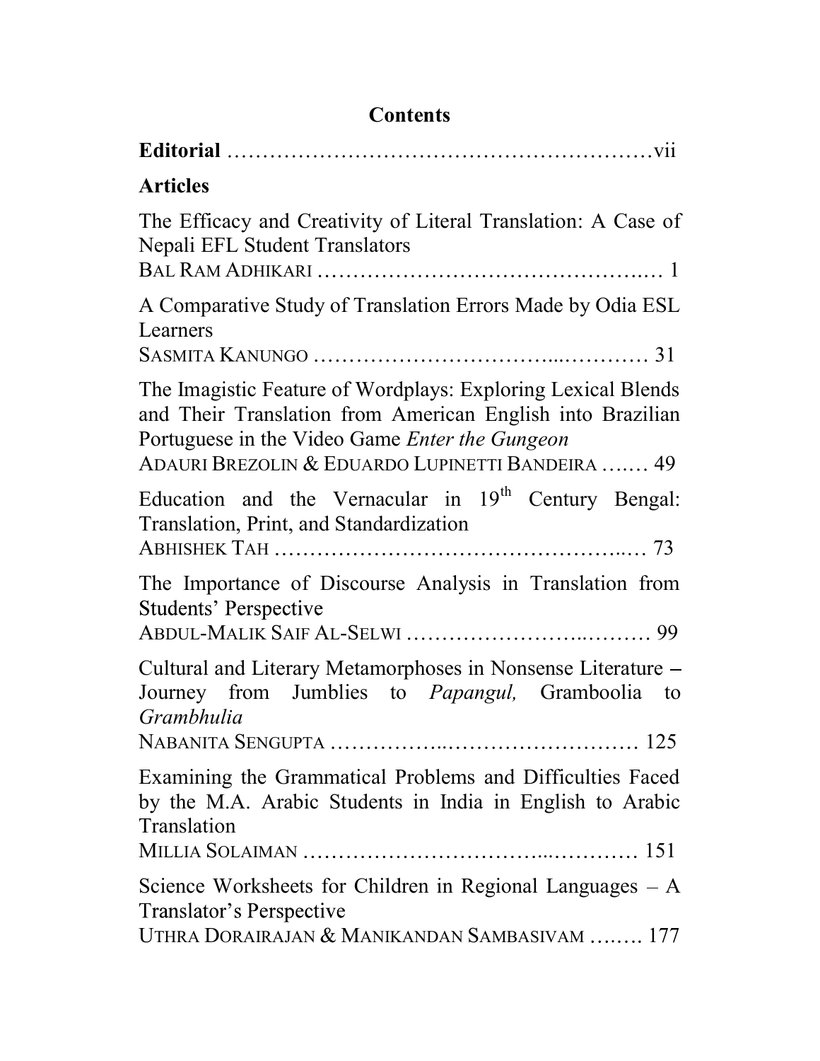# Contents

**Editorial** ……………………………………………………vii

**Articles**

The Efficacy and Creativity of Literal Translation: A Case of Nepali EFL Student Translators
BAL RAM ADHIKARI ………………………………………… 1

A Comparative Study of Translation Errors Made by Odia ESL Learners
SASMITA KANUNGO ………………………………………… 31

The Imagistic Feature of Wordplays: Exploring Lexical Blends and Their Translation from American English into Brazilian Portuguese in the Video Game *Enter the Gungeon*
ADAURI BREZOLIN & EDUARDO LUPINETTI BANDEIRA …… 49

Education and the Vernacular in 19th Century Bengal: Translation, Print, and Standardization
ABHISHEK TAH ………………………………………… 73

The Importance of Discourse Analysis in Translation from Students' Perspective
ABDUL-MALIK SAIF AL-SELWI ……………………………… 99

Cultural and Literary Metamorphoses in Nonsense Literature – Journey from Jumblies to *Papangul,* Gramboolia to *Grambhulia*
NABANITA SENGUPTA ……………………………………… 125

Examining the Grammatical Problems and Difficulties Faced by the M.A. Arabic Students in India in English to Arabic Translation
MILLIA SOLAIMAN ………………………………………… 151

Science Worksheets for Children in Regional Languages – A Translator's Perspective
UTHRA DORAIRAJAN & MANIKANDAN SAMBASIVAM …….. 177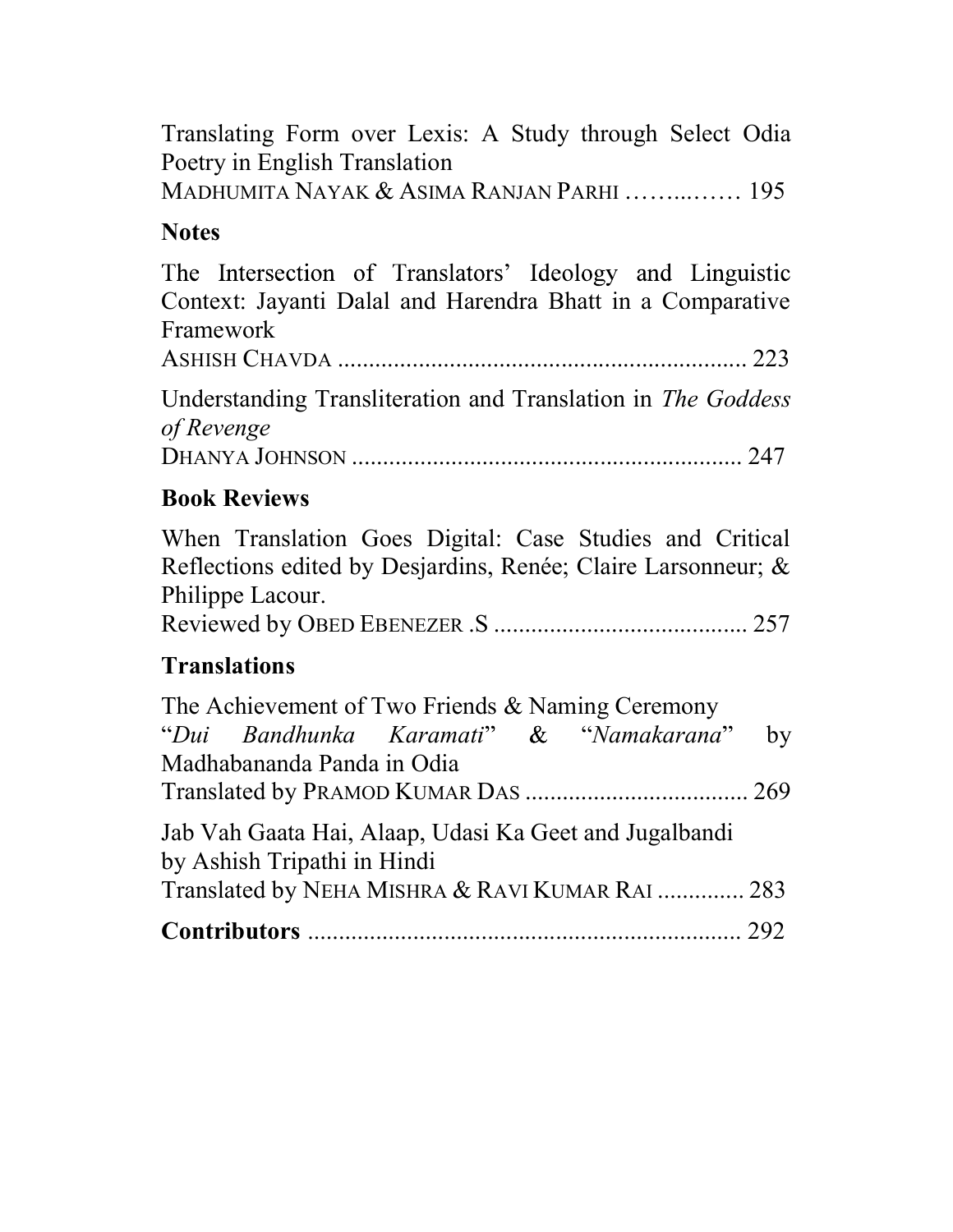Translating Form over Lexis: A Study through Select Odia Poetry in English Translation
MADHUMITA NAYAK & ASIMA RANJAN PARHI ……..…… 195

## Notes

The Intersection of Translators' Ideology and Linguistic Context: Jayanti Dalal and Harendra Bhatt in a Comparative Framework
ASHISH CHAVDA ................................................................ 223

Understanding Transliteration and Translation in *The Goddess of Revenge*
DHANYA JOHNSON .............................................................. 247

## Book Reviews

When Translation Goes Digital: Case Studies and Critical Reflections edited by Desjardins, Renée; Claire Larsonneur; & Philippe Lacour.
Reviewed by OBED EBENEZER .S ........................................ 257

## Translations

The Achievement of Two Friends & Naming Ceremony "*Dui Bandhunka Karamati*" & "*Namakarana*" by Madhabananda Panda in Odia
Translated by PRAMOD KUMAR DAS .................................... 269

Jab Vah Gaata Hai, Alaap, Udasi Ka Geet and Jugalbandi by Ashish Tripathi in Hindi
Translated by NEHA MISHRA & RAVI KUMAR RAI .............. 283

**Contributors** ..................................................................... 292